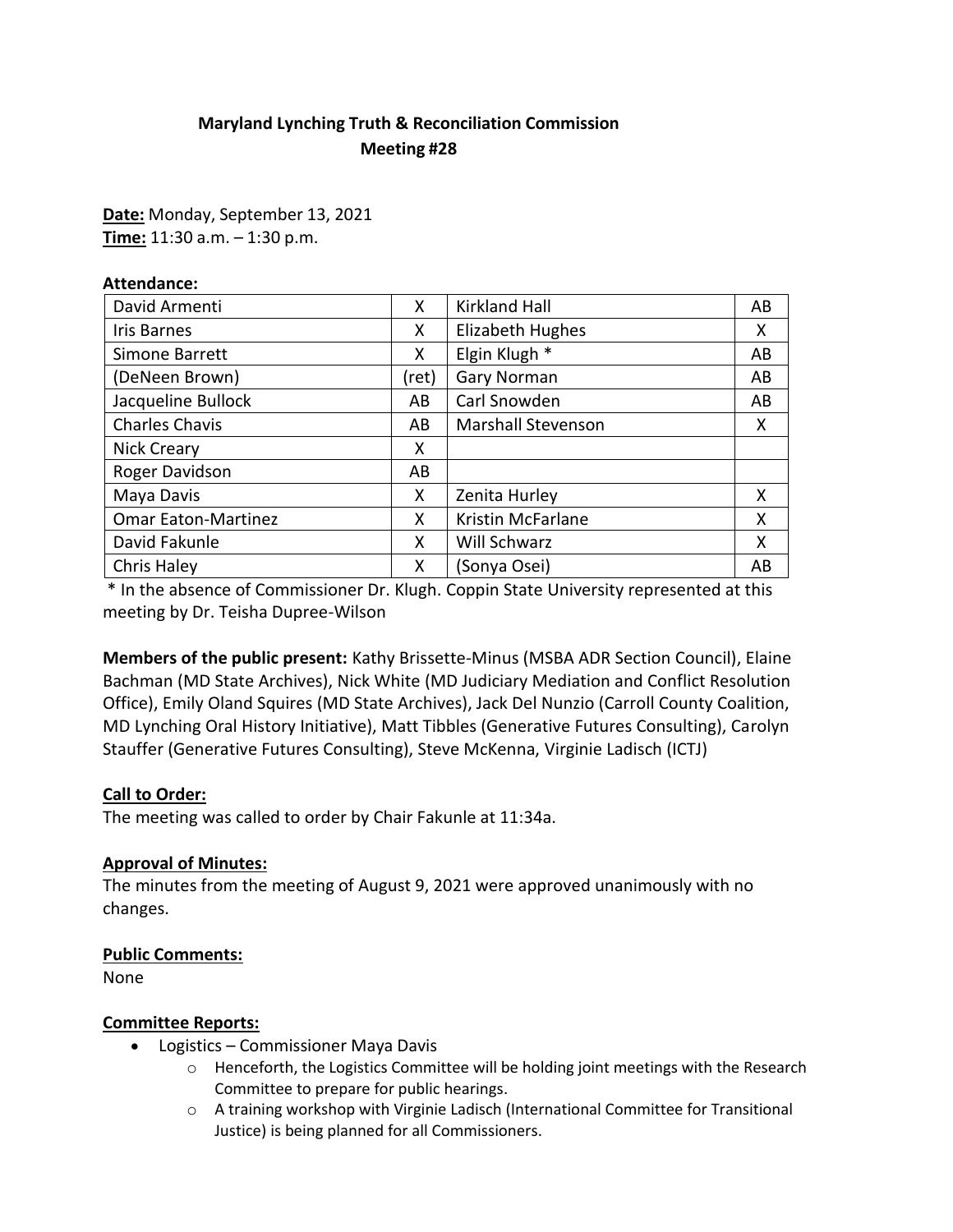**Maryland Lynching Truth & Reconciliation Commission**
**Meeting #28**

**Date:** Monday, September 13, 2021
**Time:** 11:30 a.m. – 1:30 p.m.

**Attendance:**

| | | | |
|---|---|---|---|
| David Armenti | X | Kirkland Hall | AB |
| Iris Barnes | X | Elizabeth Hughes | X |
| Simone Barrett | X | Elgin Klugh * | AB |
| (DeNeen Brown) | (ret) | Gary Norman | AB |
| Jacqueline Bullock | AB | Carl Snowden | AB |
| Charles Chavis | AB | Marshall Stevenson | X |
| Nick Creary | X | | |
| Roger Davidson | AB | | |
| Maya Davis | X | Zenita Hurley | X |
| Omar Eaton-Martinez | X | Kristin McFarlane | X |
| David Fakunle | X | Will Schwarz | X |
| Chris Haley | X | (Sonya Osei) | AB |

\* In the absence of Commissioner Dr. Klugh. Coppin State University represented at this meeting by Dr. Teisha Dupree-Wilson

**Members of the public present:** Kathy Brissette-Minus (MSBA ADR Section Council), Elaine Bachman (MD State Archives), Nick White (MD Judiciary Mediation and Conflict Resolution Office), Emily Oland Squires (MD State Archives), Jack Del Nunzio (Carroll County Coalition, MD Lynching Oral History Initiative), Matt Tibbles (Generative Futures Consulting), Carolyn Stauffer (Generative Futures Consulting), Steve McKenna, Virginie Ladisch (ICTJ)

**Call to Order:**

The meeting was called to order by Chair Fakunle at 11:34a.

**Approval of Minutes:**

The minutes from the meeting of August 9, 2021 were approved unanimously with no changes.

**Public Comments:**

None

**Committee Reports:**

- Logistics – Commissioner Maya Davis
  - Henceforth, the Logistics Committee will be holding joint meetings with the Research Committee to prepare for public hearings.
  - A training workshop with Virginie Ladisch (International Committee for Transitional Justice) is being planned for all Commissioners.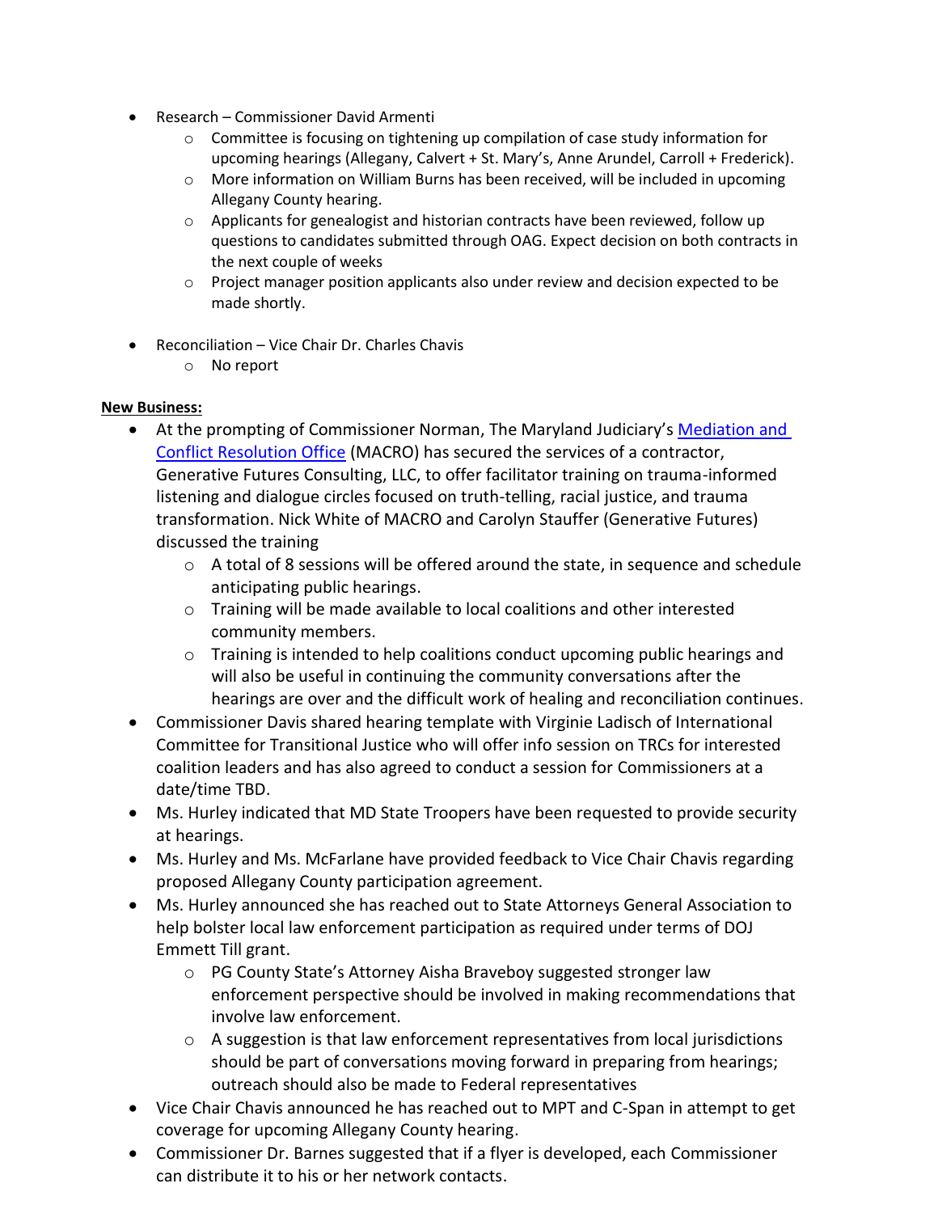- Research – Commissioner David Armenti
  - Committee is focusing on tightening up compilation of case study information for upcoming hearings (Allegany, Calvert + St. Mary's, Anne Arundel, Carroll + Frederick).
  - More information on William Burns has been received, will be included in upcoming Allegany County hearing.
  - Applicants for genealogist and historian contracts have been reviewed, follow up questions to candidates submitted through OAG. Expect decision on both contracts in the next couple of weeks
  - Project manager position applicants also under review and decision expected to be made shortly.

- Reconciliation – Vice Chair Dr. Charles Chavis
  - No report

**New Business:**

- At the prompting of Commissioner Norman, The Maryland Judiciary's Mediation and Conflict Resolution Office (MACRO) has secured the services of a contractor, Generative Futures Consulting, LLC, to offer facilitator training on trauma-informed listening and dialogue circles focused on truth-telling, racial justice, and trauma transformation. Nick White of MACRO and Carolyn Stauffer (Generative Futures) discussed the training
  - A total of 8 sessions will be offered around the state, in sequence and schedule anticipating public hearings.
  - Training will be made available to local coalitions and other interested community members.
  - Training is intended to help coalitions conduct upcoming public hearings and will also be useful in continuing the community conversations after the hearings are over and the difficult work of healing and reconciliation continues.
- Commissioner Davis shared hearing template with Virginie Ladisch of International Committee for Transitional Justice who will offer info session on TRCs for interested coalition leaders and has also agreed to conduct a session for Commissioners at a date/time TBD.
- Ms. Hurley indicated that MD State Troopers have been requested to provide security at hearings.
- Ms. Hurley and Ms. McFarlane have provided feedback to Vice Chair Chavis regarding proposed Allegany County participation agreement.
- Ms. Hurley announced she has reached out to State Attorneys General Association to help bolster local law enforcement participation as required under terms of DOJ Emmett Till grant.
  - PG County State's Attorney Aisha Braveboy suggested stronger law enforcement perspective should be involved in making recommendations that involve law enforcement.
  - A suggestion is that law enforcement representatives from local jurisdictions should be part of conversations moving forward in preparing from hearings; outreach should also be made to Federal representatives
- Vice Chair Chavis announced he has reached out to MPT and C-Span in attempt to get coverage for upcoming Allegany County hearing.
- Commissioner Dr. Barnes suggested that if a flyer is developed, each Commissioner can distribute it to his or her network contacts.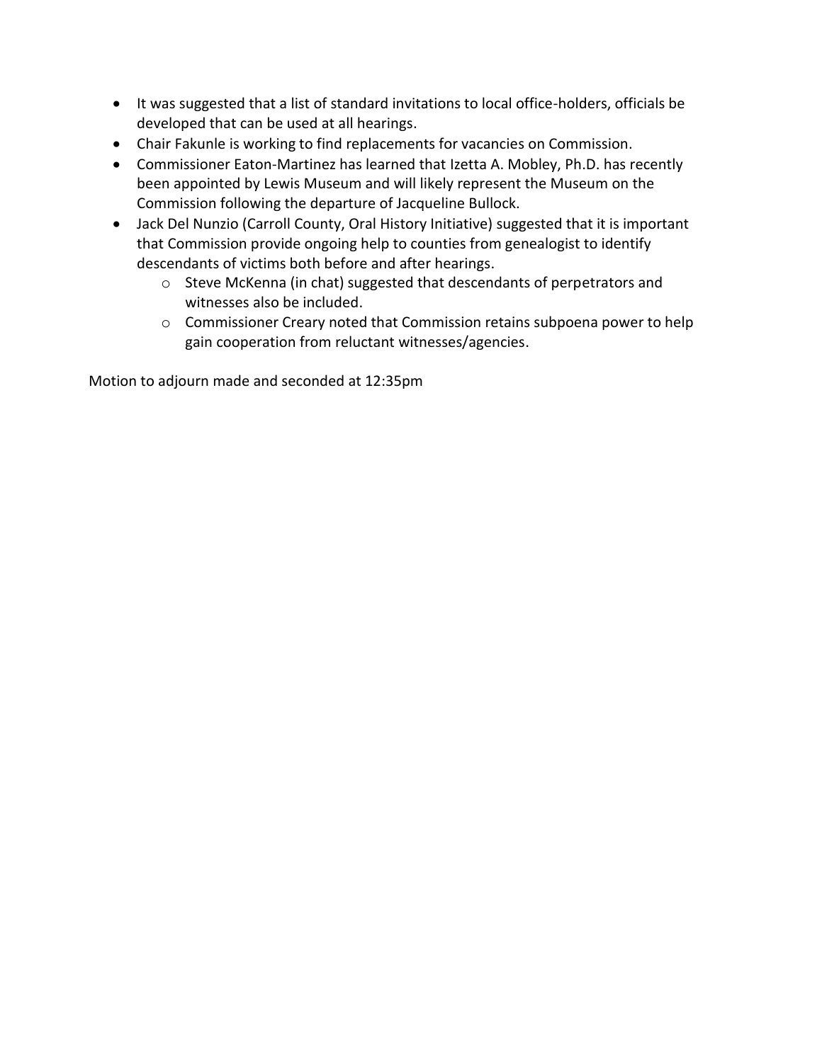- It was suggested that a list of standard invitations to local office-holders, officials be developed that can be used at all hearings.
- Chair Fakunle is working to find replacements for vacancies on Commission.
- Commissioner Eaton-Martinez has learned that Izetta A. Mobley, Ph.D. has recently been appointed by Lewis Museum and will likely represent the Museum on the Commission following the departure of Jacqueline Bullock.
- Jack Del Nunzio (Carroll County, Oral History Initiative) suggested that it is important that Commission provide ongoing help to counties from genealogist to identify descendants of victims both before and after hearings.
  - Steve McKenna (in chat) suggested that descendants of perpetrators and witnesses also be included.
  - Commissioner Creary noted that Commission retains subpoena power to help gain cooperation from reluctant witnesses/agencies.

Motion to adjourn made and seconded at 12:35pm